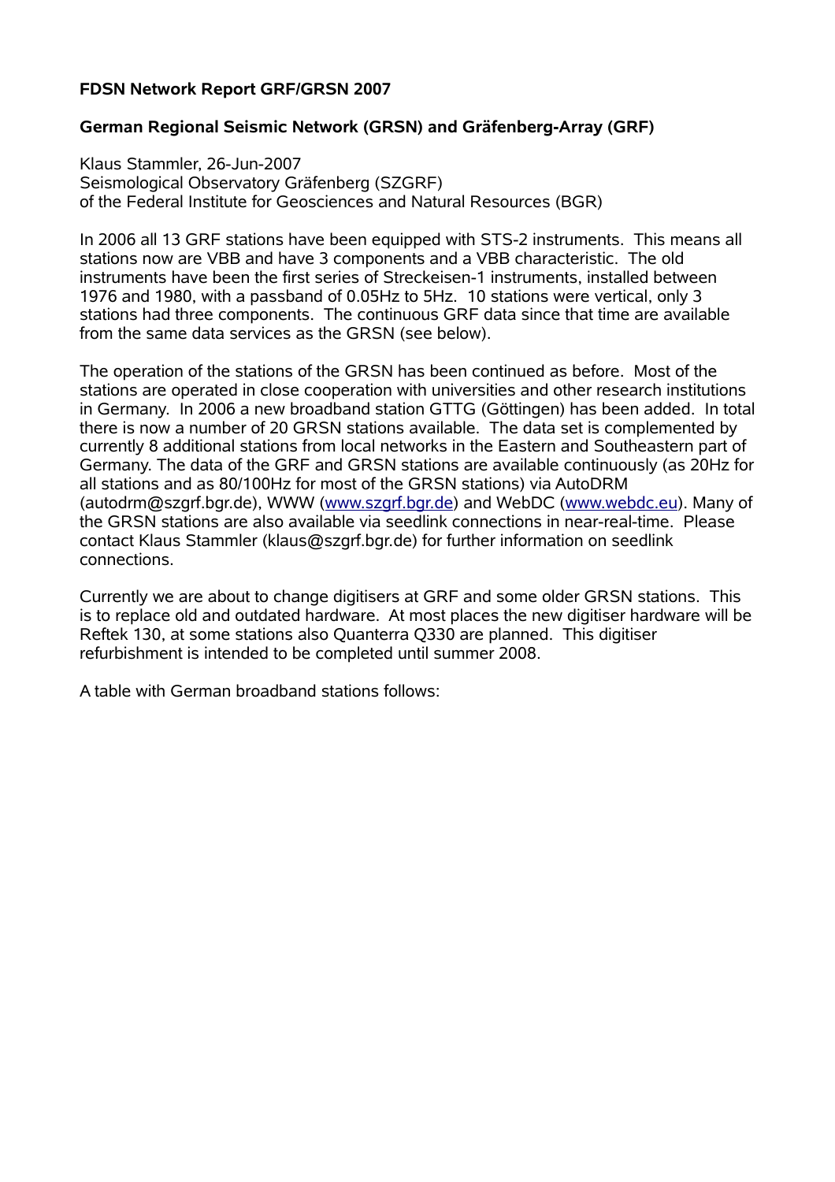**FDSN Network Report GRF/GRSN 2007**

**German Regional Seismic Network (GRSN) and Gräfenberg-Array (GRF)**

Klaus Stammler, 26-Jun-2007
Seismological Observatory Gräfenberg (SZGRF)
of the Federal Institute for Geosciences and Natural Resources (BGR)

In 2006 all 13 GRF stations have been equipped with STS-2 instruments. This means all stations now are VBB and have 3 components and a VBB characteristic. The old instruments have been the first series of Streckeisen-1 instruments, installed between 1976 and 1980, with a passband of 0.05Hz to 5Hz. 10 stations were vertical, only 3 stations had three components. The continuous GRF data since that time are available from the same data services as the GRSN (see below).

The operation of the stations of the GRSN has been continued as before. Most of the stations are operated in close cooperation with universities and other research institutions in Germany. In 2006 a new broadband station GTTG (Göttingen) has been added. In total there is now a number of 20 GRSN stations available. The data set is complemented by currently 8 additional stations from local networks in the Eastern and Southeastern part of Germany. The data of the GRF and GRSN stations are available continuously (as 20Hz for all stations and as 80/100Hz for most of the GRSN stations) via AutoDRM (autodrm@szgrf.bgr.de), WWW (www.szgrf.bgr.de) and WebDC (www.webdc.eu). Many of the GRSN stations are also available via seedlink connections in near-real-time. Please contact Klaus Stammler (klaus@szgrf.bgr.de) for further information on seedlink connections.

Currently we are about to change digitisers at GRF and some older GRSN stations. This is to replace old and outdated hardware. At most places the new digitiser hardware will be Reftek 130, at some stations also Quanterra Q330 are planned. This digitiser refurbishment is intended to be completed until summer 2008.

A table with German broadband stations follows: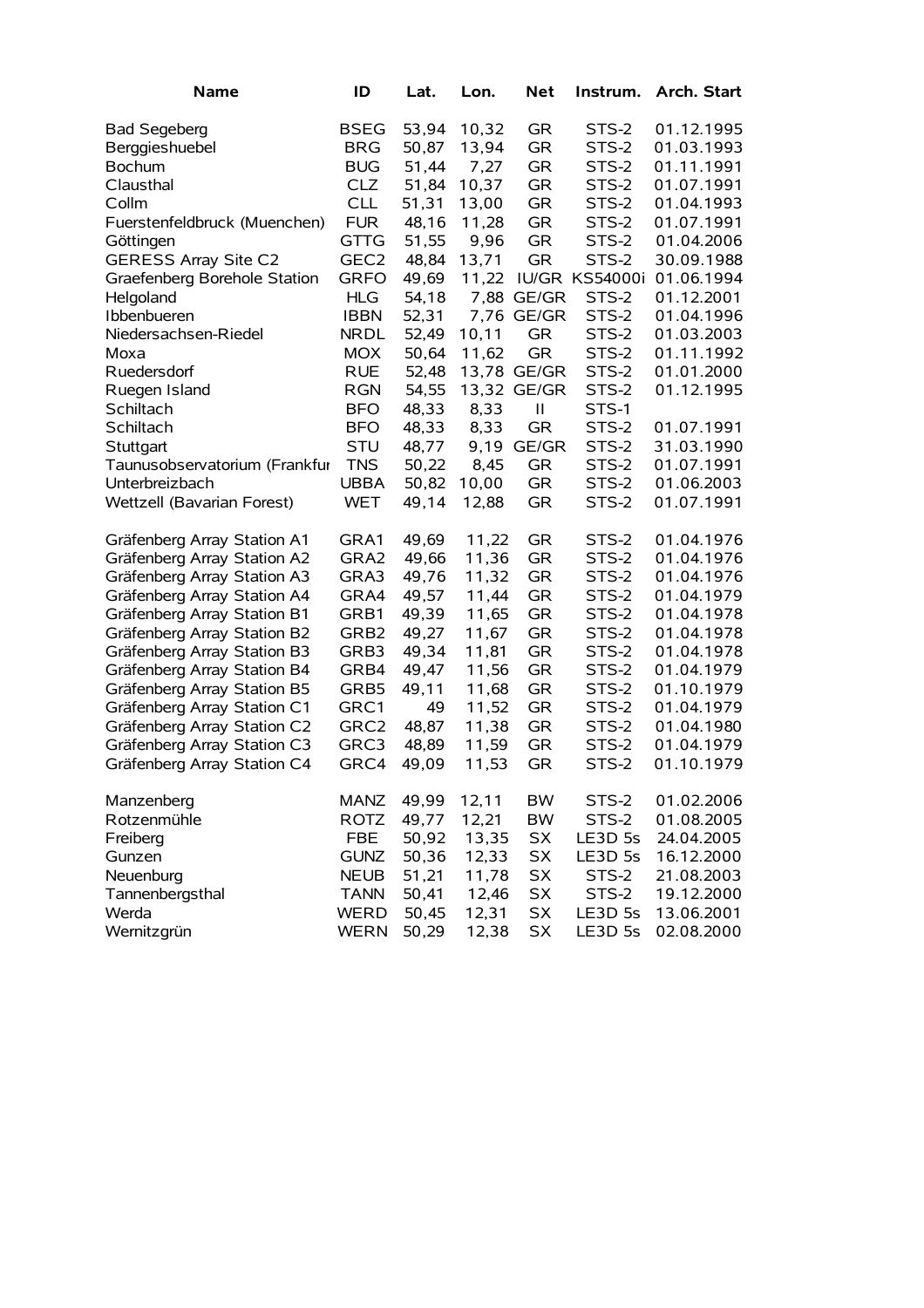| Name | ID | Lat. | Lon. | Net | Instrum. | Arch. Start |
|---|---|---|---|---|---|---|
| Bad Segeberg | BSEG | 53,94 | 10,32 | GR | STS-2 | 01.12.1995 |
| Berggieshuebel | BRG | 50,87 | 13,94 | GR | STS-2 | 01.03.1993 |
| Bochum | BUG | 51,44 | 7,27 | GR | STS-2 | 01.11.1991 |
| Clausthal | CLZ | 51,84 | 10,37 | GR | STS-2 | 01.07.1991 |
| Collm | CLL | 51,31 | 13,00 | GR | STS-2 | 01.04.1993 |
| Fuerstenfeldbruck (Muenchen) | FUR | 48,16 | 11,28 | GR | STS-2 | 01.07.1991 |
| Göttingen | GTTG | 51,55 | 9,96 | GR | STS-2 | 01.04.2006 |
| GERESS Array Site C2 | GEC2 | 48,84 | 13,71 | GR | STS-2 | 30.09.1988 |
| Graefenberg Borehole Station | GRFO | 49,69 | 11,22 | IU/GR | KS54000i | 01.06.1994 |
| Helgoland | HLG | 54,18 | 7,88 | GE/GR | STS-2 | 01.12.2001 |
| Ibbenbueren | IBBN | 52,31 | 7,76 | GE/GR | STS-2 | 01.04.1996 |
| Niedersachsen-Riedel | NRDL | 52,49 | 10,11 | GR | STS-2 | 01.03.2003 |
| Moxa | MOX | 50,64 | 11,62 | GR | STS-2 | 01.11.1992 |
| Ruedersdorf | RUE | 52,48 | 13,78 | GE/GR | STS-2 | 01.01.2000 |
| Ruegen Island | RGN | 54,55 | 13,32 | GE/GR | STS-2 | 01.12.1995 |
| Schiltach | BFO | 48,33 | 8,33 | II | STS-1 | |
| Schiltach | BFO | 48,33 | 8,33 | GR | STS-2 | 01.07.1991 |
| Stuttgart | STU | 48,77 | 9,19 | GE/GR | STS-2 | 31.03.1990 |
| Taunusobservatorium (Frankfur | TNS | 50,22 | 8,45 | GR | STS-2 | 01.07.1991 |
| Unterbreizbach | UBBA | 50,82 | 10,00 | GR | STS-2 | 01.06.2003 |
| Wettzell (Bavarian Forest) | WET | 49,14 | 12,88 | GR | STS-2 | 01.07.1991 |
| | | | | | | |
| Gräfenberg Array Station A1 | GRA1 | 49,69 | 11,22 | GR | STS-2 | 01.04.1976 |
| Gräfenberg Array Station A2 | GRA2 | 49,66 | 11,36 | GR | STS-2 | 01.04.1976 |
| Gräfenberg Array Station A3 | GRA3 | 49,76 | 11,32 | GR | STS-2 | 01.04.1976 |
| Gräfenberg Array Station A4 | GRA4 | 49,57 | 11,44 | GR | STS-2 | 01.04.1979 |
| Gräfenberg Array Station B1 | GRB1 | 49,39 | 11,65 | GR | STS-2 | 01.04.1978 |
| Gräfenberg Array Station B2 | GRB2 | 49,27 | 11,67 | GR | STS-2 | 01.04.1978 |
| Gräfenberg Array Station B3 | GRB3 | 49,34 | 11,81 | GR | STS-2 | 01.04.1978 |
| Gräfenberg Array Station B4 | GRB4 | 49,47 | 11,56 | GR | STS-2 | 01.04.1979 |
| Gräfenberg Array Station B5 | GRB5 | 49,11 | 11,68 | GR | STS-2 | 01.10.1979 |
| Gräfenberg Array Station C1 | GRC1 | 49 | 11,52 | GR | STS-2 | 01.04.1979 |
| Gräfenberg Array Station C2 | GRC2 | 48,87 | 11,38 | GR | STS-2 | 01.04.1980 |
| Gräfenberg Array Station C3 | GRC3 | 48,89 | 11,59 | GR | STS-2 | 01.04.1979 |
| Gräfenberg Array Station C4 | GRC4 | 49,09 | 11,53 | GR | STS-2 | 01.10.1979 |
| | | | | | | |
| Manzenberg | MANZ | 49,99 | 12,11 | BW | STS-2 | 01.02.2006 |
| Rotzenmühle | ROTZ | 49,77 | 12,21 | BW | STS-2 | 01.08.2005 |
| Freiberg | FBE | 50,92 | 13,35 | SX | LE3D 5s | 24.04.2005 |
| Gunzen | GUNZ | 50,36 | 12,33 | SX | LE3D 5s | 16.12.2000 |
| Neuenburg | NEUB | 51,21 | 11,78 | SX | STS-2 | 21.08.2003 |
| Tannenbergsthal | TANN | 50,41 | 12,46 | SX | STS-2 | 19.12.2000 |
| Werda | WERD | 50,45 | 12,31 | SX | LE3D 5s | 13.06.2001 |
| Wernitzgrün | WERN | 50,29 | 12,38 | SX | LE3D 5s | 02.08.2000 |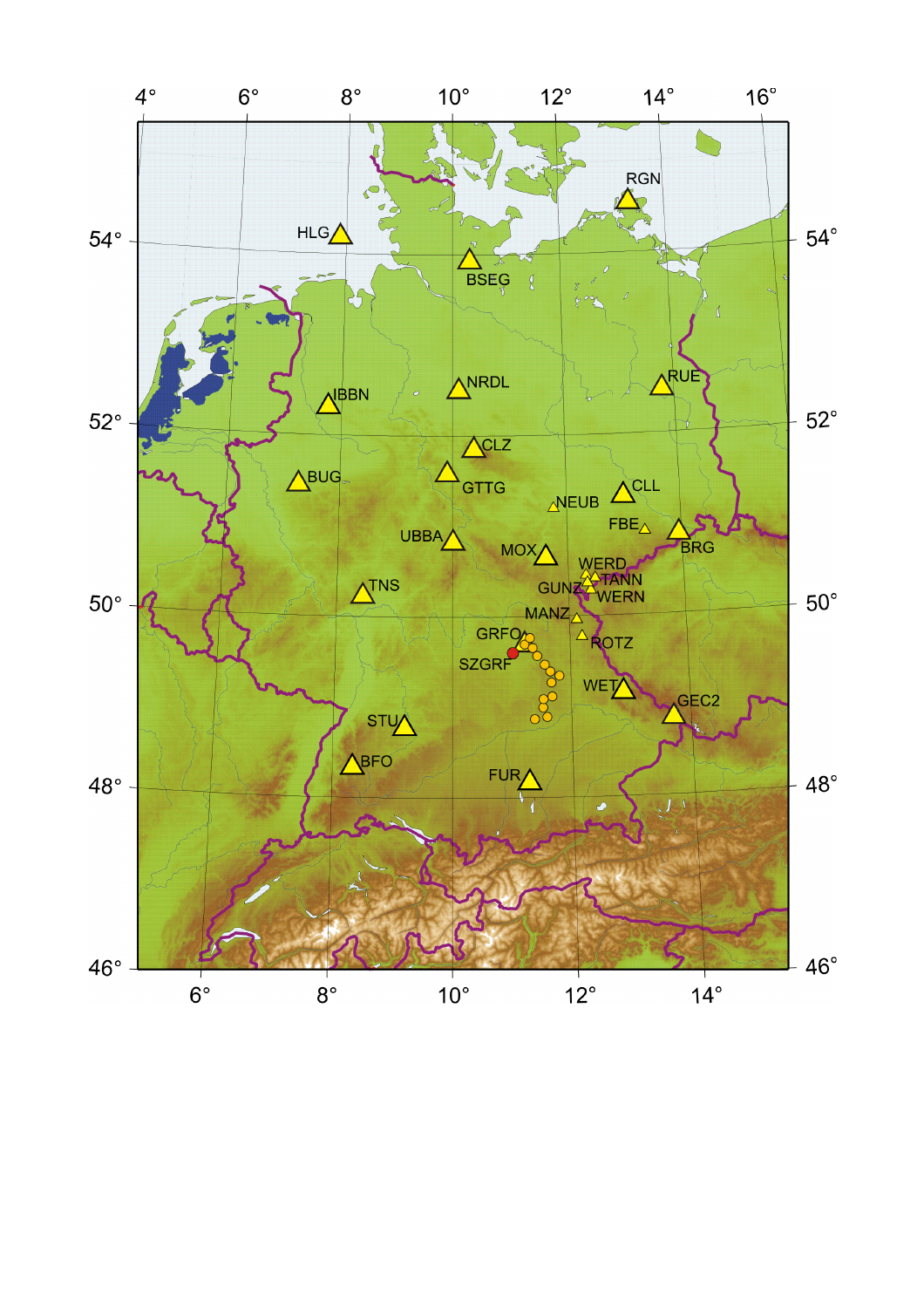4° 6° 8° 10° 12° 14° 16°

54° 52° 50° 48° 46°

RGN
HLG
BSEG
RUE
NRDL
IBBN
CLZ
BUG
GTTG
CLL
NEUB
FBE
UBBA
MOX
BRG
WERD
TANN
GUNZ
WERN
TNS
MANZ
GRFO
ROTZ
SZGRF
WET
GEC2
STU
BFO
FUR

54° 52° 50° 48° 46°

6° 8° 10° 12° 14°